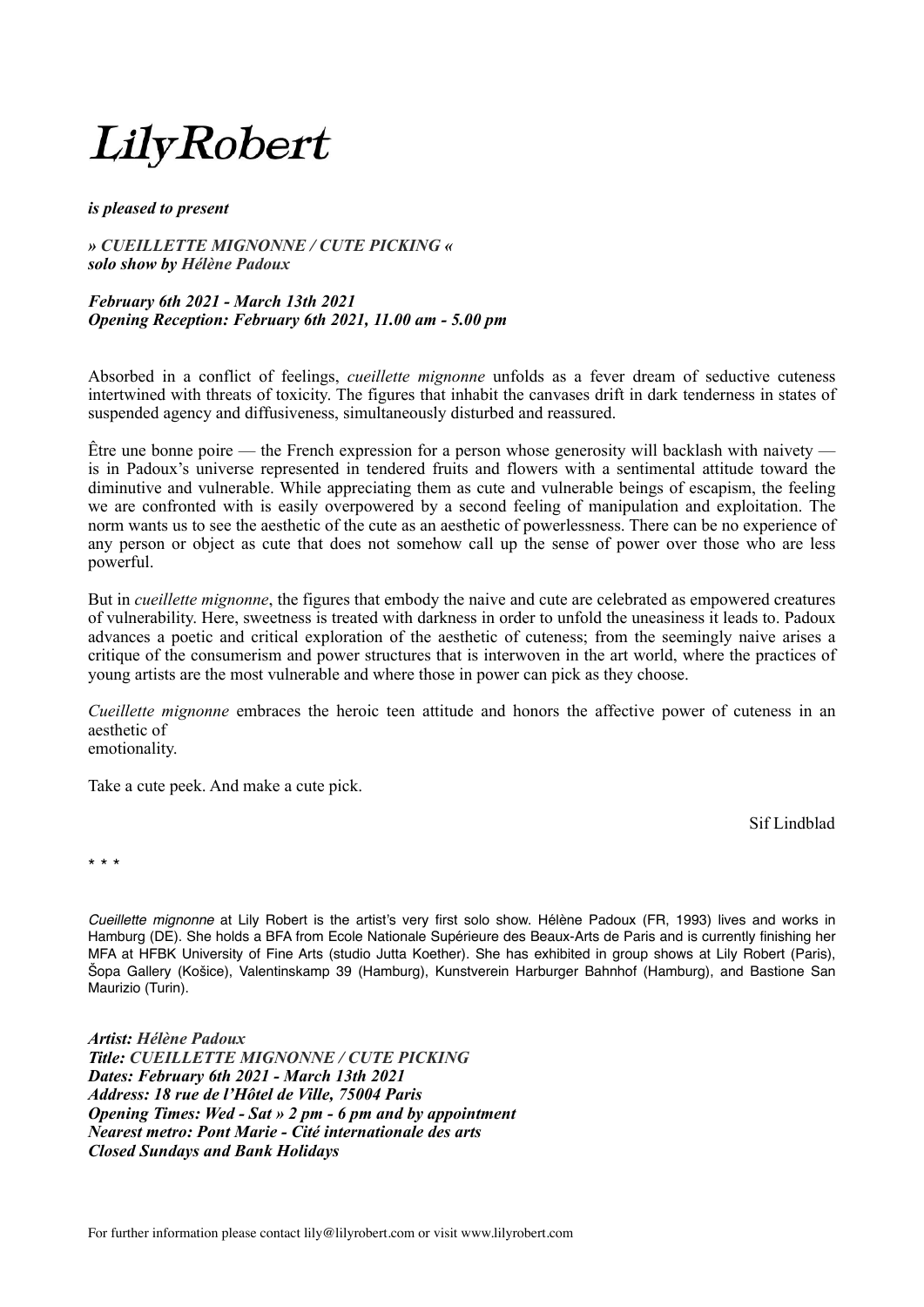# LilyRobert

***is pleased to present***

***» CUEILLETTE MIGNONNE / CUTE PICKING «***
***solo show by Hélène Padoux***

***February 6th 2021 - March 13th 2021***
***Opening Reception: February 6th 2021, 11.00 am - 5.00 pm***

Absorbed in a conflict of feelings, *cueillette mignonne* unfolds as a fever dream of seductive cuteness intertwined with threats of toxicity. The figures that inhabit the canvases drift in dark tenderness in states of suspended agency and diffusiveness, simultaneously disturbed and reassured.

Être une bonne poire — the French expression for a person whose generosity will backlash with naivety — is in Padoux's universe represented in tendered fruits and flowers with a sentimental attitude toward the diminutive and vulnerable. While appreciating them as cute and vulnerable beings of escapism, the feeling we are confronted with is easily overpowered by a second feeling of manipulation and exploitation. The norm wants us to see the aesthetic of the cute as an aesthetic of powerlessness. There can be no experience of any person or object as cute that does not somehow call up the sense of power over those who are less powerful.

But in *cueillette mignonne*, the figures that embody the naive and cute are celebrated as empowered creatures of vulnerability. Here, sweetness is treated with darkness in order to unfold the uneasiness it leads to. Padoux advances a poetic and critical exploration of the aesthetic of cuteness; from the seemingly naive arises a critique of the consumerism and power structures that is interwoven in the art world, where the practices of young artists are the most vulnerable and where those in power can pick as they choose.

*Cueillette mignonne* embraces the heroic teen attitude and honors the affective power of cuteness in an aesthetic of
emotionality.

Take a cute peek. And make a cute pick.

Sif Lindblad

\* \* \*

*Cueillette mignonne* at Lily Robert is the artist's very first solo show. Hélène Padoux (FR, 1993) lives and works in Hamburg (DE). She holds a BFA from Ecole Nationale Supérieure des Beaux-Arts de Paris and is currently finishing her MFA at HFBK University of Fine Arts (studio Jutta Koether). She has exhibited in group shows at Lily Robert (Paris), Šopa Gallery (Košice), Valentinskamp 39 (Hamburg), Kunstverein Harburger Bahnhof (Hamburg), and Bastione San Maurizio (Turin).

***Artist: Hélène Padoux***
***Title: CUEILLETTE MIGNONNE / CUTE PICKING***
***Dates: February 6th 2021 - March 13th 2021***
***Address: 18 rue de l'Hôtel de Ville, 75004 Paris***
***Opening Times: Wed - Sat » 2 pm - 6 pm and by appointment***
***Nearest metro: Pont Marie - Cité internationale des arts***
***Closed Sundays and Bank Holidays***

For further information please contact lily@lilyrobert.com or visit www.lilyrobert.com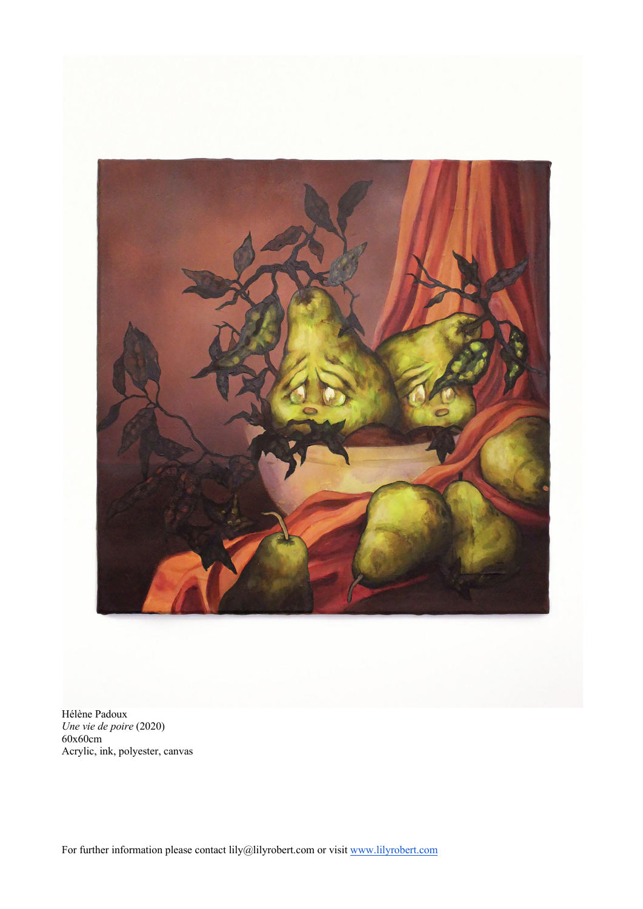Hélène Padoux
*Une vie de poire* (2020)
60x60cm
Acrylic, ink, polyester, canvas

For further information please contact lily@lilyrobert.com or visit www.lilyrobert.com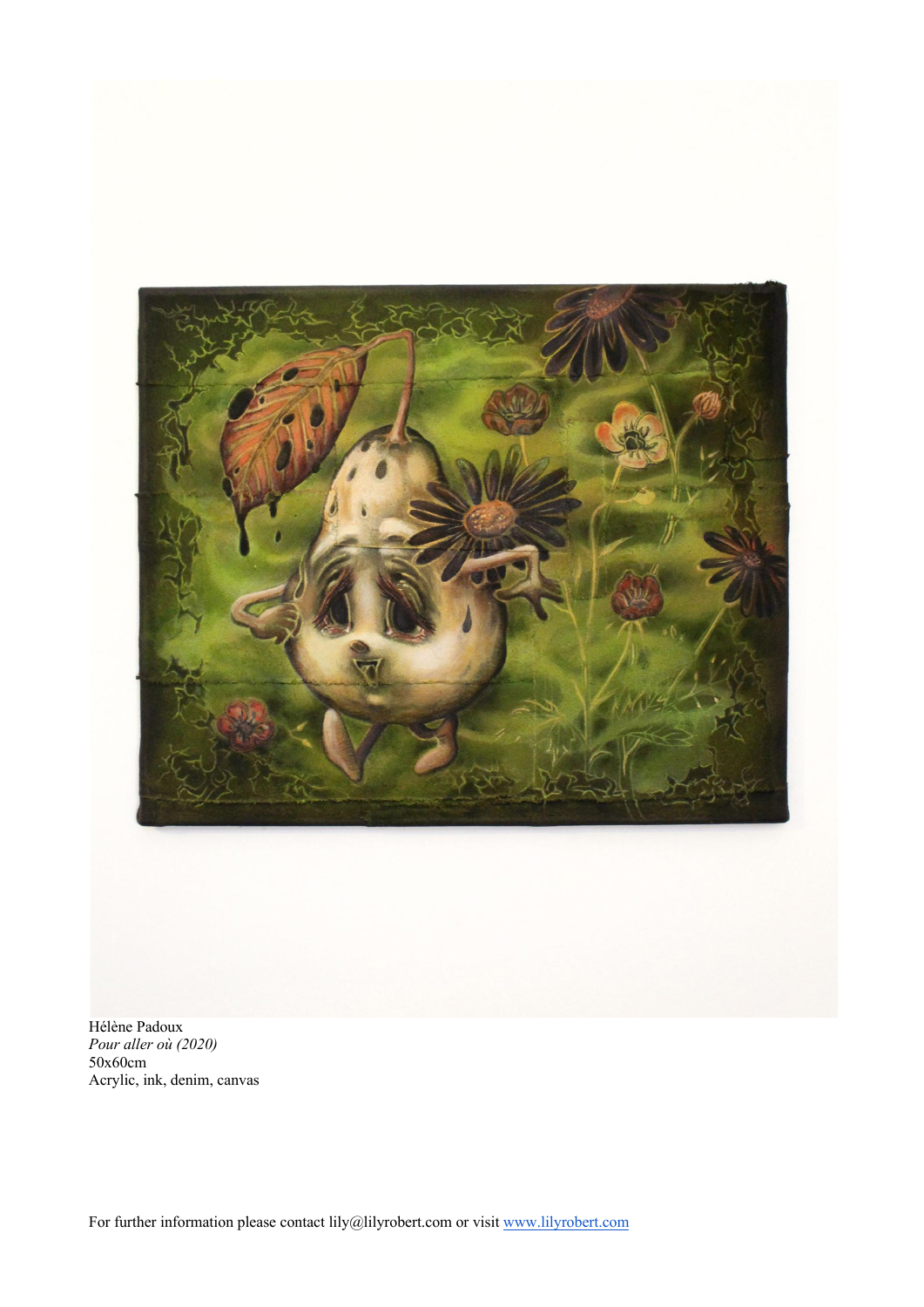Hélène Padoux
*Pour aller où (2020)*
50x60cm
Acrylic, ink, denim, canvas

For further information please contact lily@lilyrobert.com or visit [www.lilyrobert.com](http://www.lilyrobert.com)